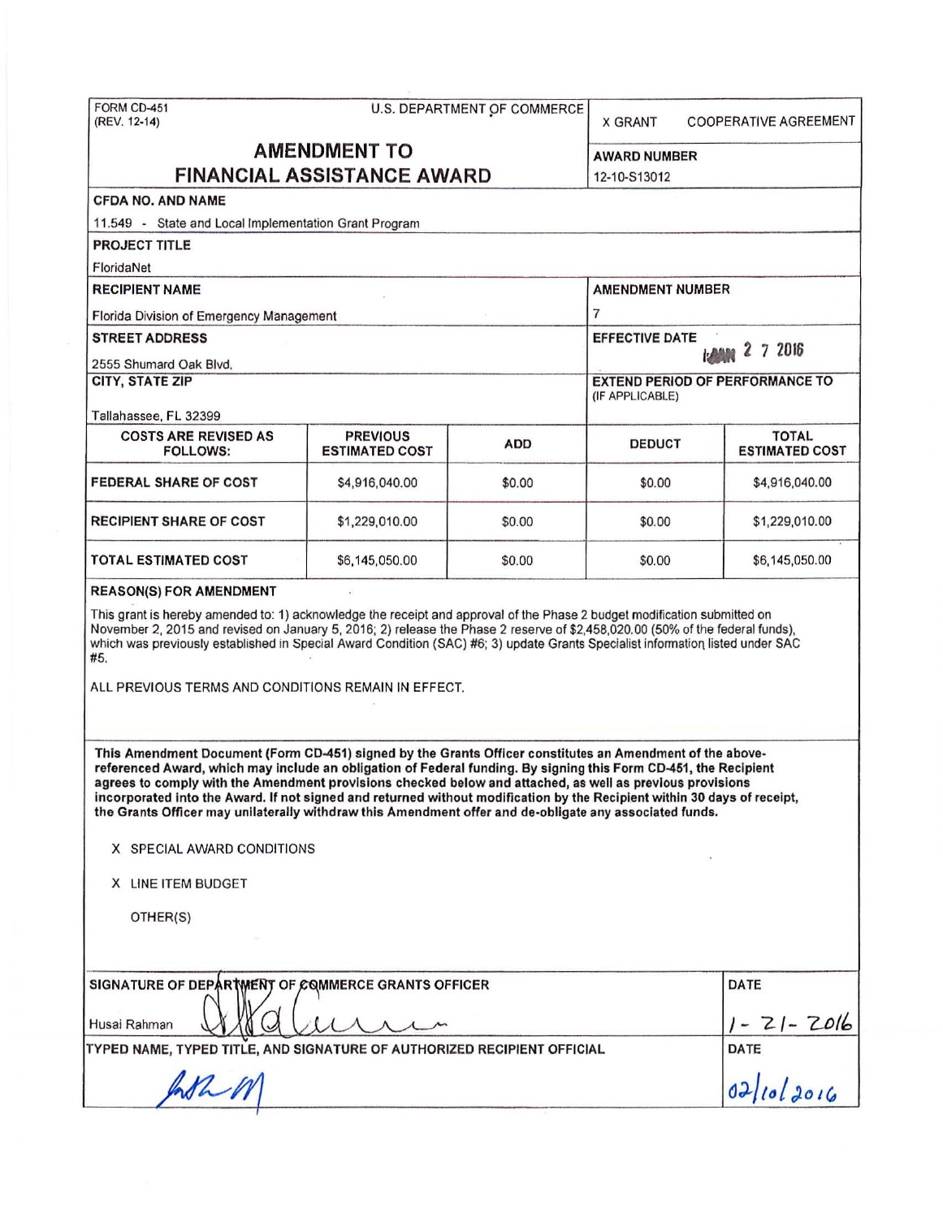FORM CD-451
(REV. 12-14)

U.S. DEPARTMENT OF COMMERCE

X GRANT   COOPERATIVE AGREEMENT

# AMENDMENT TO FINANCIAL ASSISTANCE AWARD

**AWARD NUMBER**
12-10-S13012

**CFDA NO. AND NAME**
11.549 - State and Local Implementation Grant Program

**PROJECT TITLE**
FloridaNet

**RECIPIENT NAME**
Florida Division of Emergency Management

**AMENDMENT NUMBER**
7

**STREET ADDRESS**
2555 Shumard Oak Blvd.

**EFFECTIVE DATE**
JAN 2 7 2016

**CITY, STATE ZIP**
Tallahassee, FL 32399

**EXTEND PERIOD OF PERFORMANCE TO** (IF APPLICABLE)

| COSTS ARE REVISED AS FOLLOWS: | PREVIOUS ESTIMATED COST | ADD | DEDUCT | TOTAL ESTIMATED COST |
|---|---|---|---|---|
| FEDERAL SHARE OF COST | $4,916,040.00 | $0.00 | $0.00 | $4,916,040.00 |
| RECIPIENT SHARE OF COST | $1,229,010.00 | $0.00 | $0.00 | $1,229,010.00 |
| TOTAL ESTIMATED COST | $6,145,050.00 | $0.00 | $0.00 | $6,145,050.00 |

**REASON(S) FOR AMENDMENT**

This grant is hereby amended to: 1) acknowledge the receipt and approval of the Phase 2 budget modification submitted on November 2, 2015 and revised on January 5, 2016; 2) release the Phase 2 reserve of $2,458,020.00 (50% of the federal funds), which was previously established in Special Award Condition (SAC) #6; 3) update Grants Specialist information listed under SAC #5.

ALL PREVIOUS TERMS AND CONDITIONS REMAIN IN EFFECT.

**This Amendment Document (Form CD-451) signed by the Grants Officer constitutes an Amendment of the above-referenced Award, which may include an obligation of Federal funding. By signing this Form CD-451, the Recipient agrees to comply with the Amendment provisions checked below and attached, as well as previous provisions incorporated into the Award. If not signed and returned without modification by the Recipient within 30 days of receipt, the Grants Officer may unilaterally withdraw this Amendment offer and de-obligate any associated funds.**

X SPECIAL AWARD CONDITIONS

X LINE ITEM BUDGET

OTHER(S)

| SIGNATURE OF DEPARTMENT OF COMMERCE GRANTS OFFICER | DATE |
|---|---|
| Husai Rahman [signature] | 1-21-2016 |
| **TYPED NAME, TYPED TITLE, AND SIGNATURE OF AUTHORIZED RECIPIENT OFFICIAL** | **DATE** |
| [signature] | 02/10/2016 |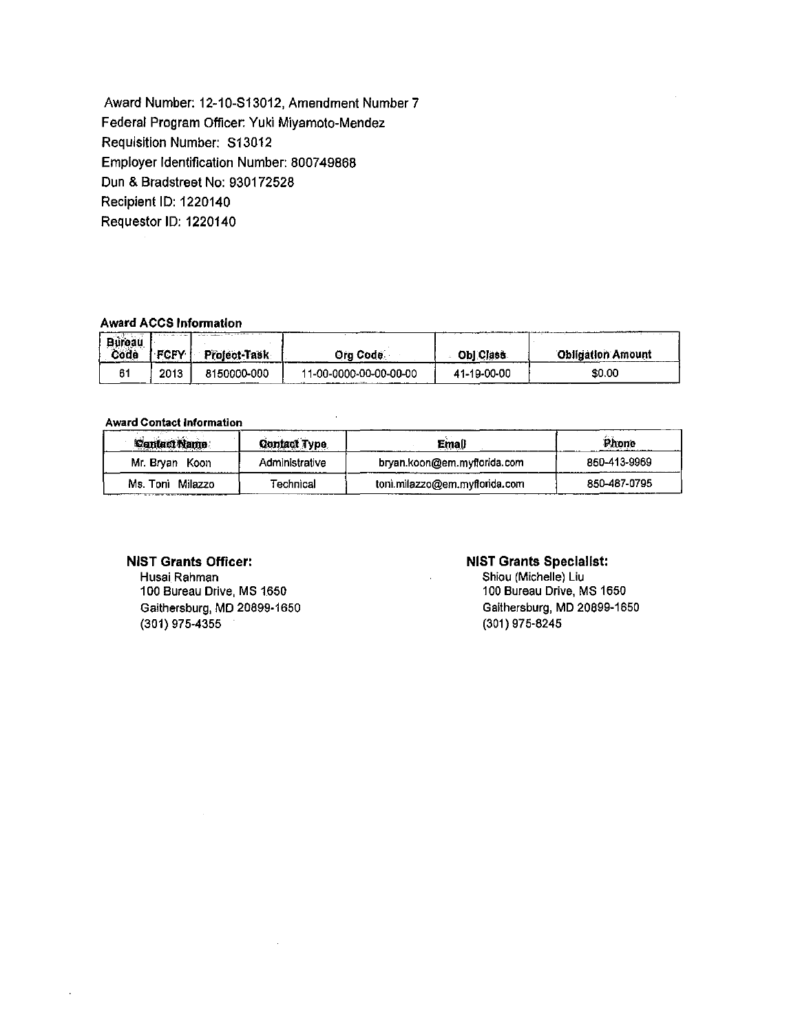Award Number: 12-10-S13012, Amendment Number 7
Federal Program Officer: Yuki Miyamoto-Mendez
Requisition Number: S13012
Employer Identification Number: 800749868
Dun & Bradstreet No: 930172528
Recipient ID: 1220140
Requestor ID: 1220140

**Award ACCS Information**

| Bureau Code | FCFY | Project-Task | Org Code | Obj Class | Obligation Amount |
|---|---|---|---|---|---|
| 61 | 2013 | 8150000-000 | 11-00-0000-00-00-00-00 | 41-19-00-00 | $0.00 |

**Award Contact Information**

| Contact Name | Contact Type | Email | Phone |
|---|---|---|---|
| Mr. Bryan Koon | Administrative | bryan.koon@em.myflorida.com | 850-413-9969 |
| Ms. Toni Milazzo | Technical | toni.milazzo@em.myflorida.com | 850-487-0795 |

**NIST Grants Officer:**
Husai Rahman
100 Bureau Drive, MS 1650
Gaithersburg, MD 20899-1650
(301) 975-4355

**NIST Grants Specialist:**
Shiou (Michelle) Liu
100 Bureau Drive, MS 1650
Gaithersburg, MD 20899-1650
(301) 975-8245